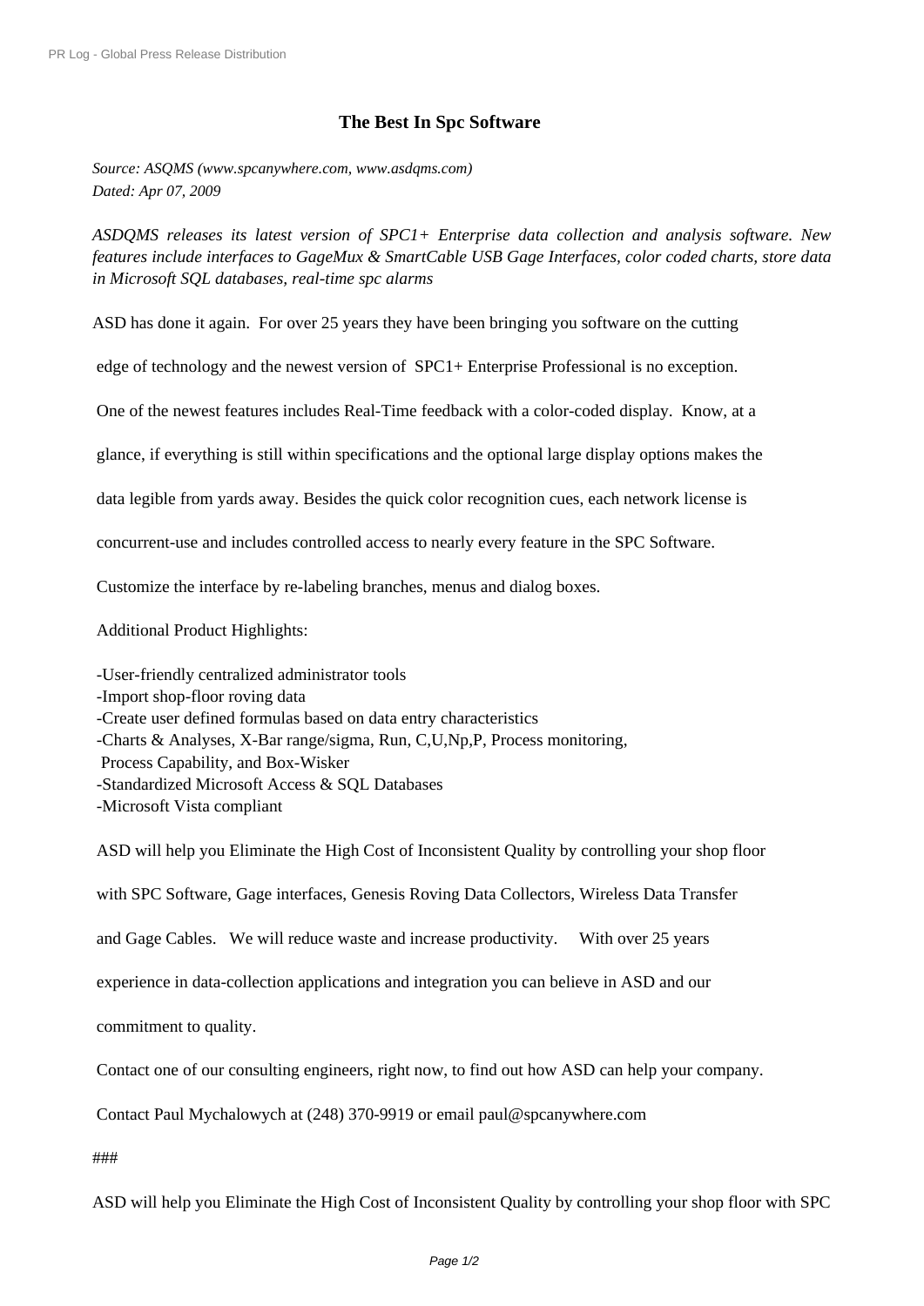# The Best In Spc Software

*Source: ASQMS (www.spcanywhere.com, www.asdqms.com)*
*Dated: Apr 07, 2009*

*ASDQMS releases its latest version of SPC1+ Enterprise data collection and analysis software. New features include interfaces to GageMux & SmartCable USB Gage Interfaces, color coded charts, store data in Microsoft SQL databases, real-time spc alarms*

ASD has done it again. For over 25 years they have been bringing you software on the cutting edge of technology and the newest version of SPC1+ Enterprise Professional is no exception.

One of the newest features includes Real-Time feedback with a color-coded display. Know, at a glance, if everything is still within specifications and the optional large display options makes the data legible from yards away. Besides the quick color recognition cues, each network license is concurrent-use and includes controlled access to nearly every feature in the SPC Software.

Customize the interface by re-labeling branches, menus and dialog boxes.

Additional Product Highlights:

-User-friendly centralized administrator tools
-Import shop-floor roving data
-Create user defined formulas based on data entry characteristics
-Charts & Analyses, X-Bar range/sigma, Run, C,U,Np,P, Process monitoring,
 Process Capability, and Box-Wisker
-Standardized Microsoft Access & SQL Databases
-Microsoft Vista compliant

ASD will help you Eliminate the High Cost of Inconsistent Quality by controlling your shop floor with SPC Software, Gage interfaces, Genesis Roving Data Collectors, Wireless Data Transfer and Gage Cables. We will reduce waste and increase productivity. With over 25 years experience in data-collection applications and integration you can believe in ASD and our commitment to quality.

Contact one of our consulting engineers, right now, to find out how ASD can help your company.

Contact Paul Mychalowych at (248) 370-9919 or email paul@spcanywhere.com

###

ASD will help you Eliminate the High Cost of Inconsistent Quality by controlling your shop floor with SPC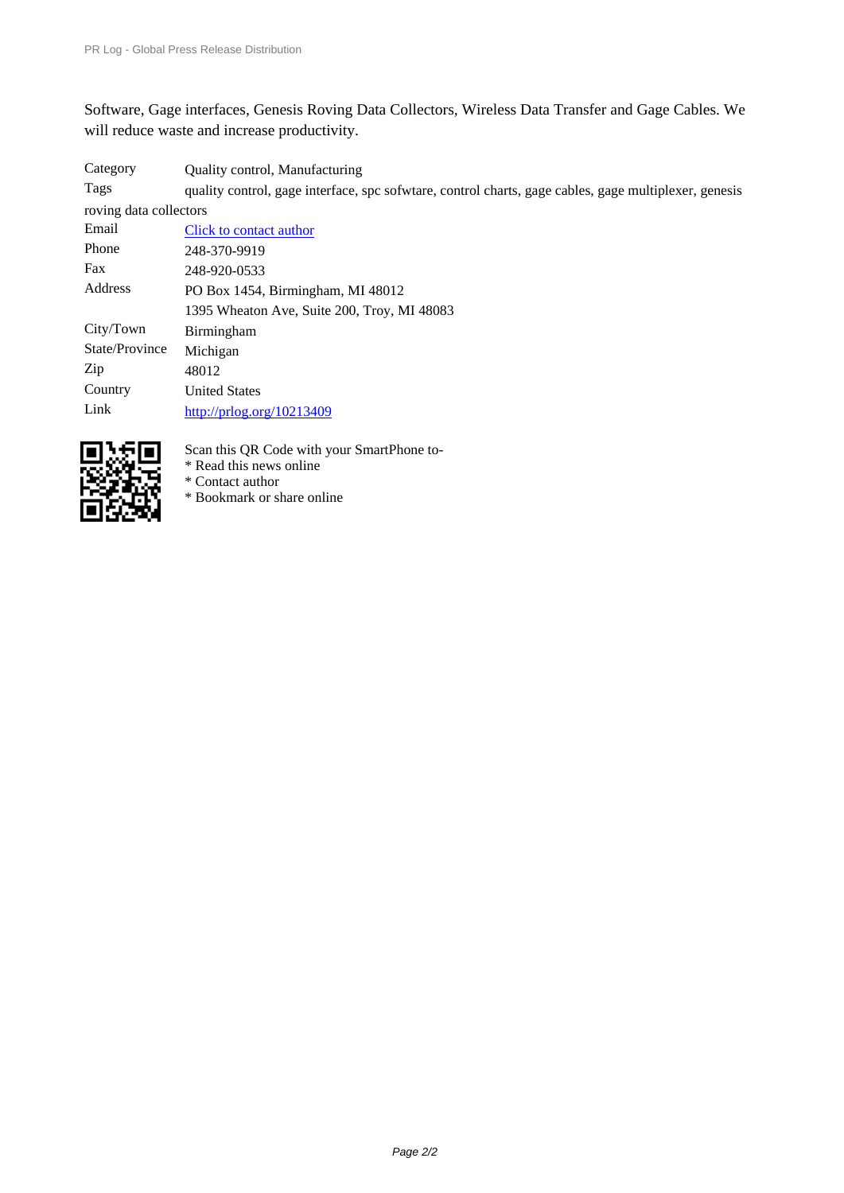Software, Gage interfaces, Genesis Roving Data Collectors, Wireless Data Transfer and Gage Cables. We will reduce waste and increase productivity.

| | |
|---|---|
| Category | Quality control, Manufacturing |
| Tags | quality control, gage interface, spc sofwtare, control charts, gage cables, gage multiplexer, genesis roving data collectors |
| Email | Click to contact author |
| Phone | 248-370-9919 |
| Fax | 248-920-0533 |
| Address | PO Box 1454, Birmingham, MI 48012<br>1395 Wheaton Ave, Suite 200, Troy, MI 48083 |
| City/Town | Birmingham |
| State/Province | Michigan |
| Zip | 48012 |
| Country | United States |
| Link | http://prlog.org/10213409 |

Scan this QR Code with your SmartPhone to-
* Read this news online
* Contact author
* Bookmark or share online